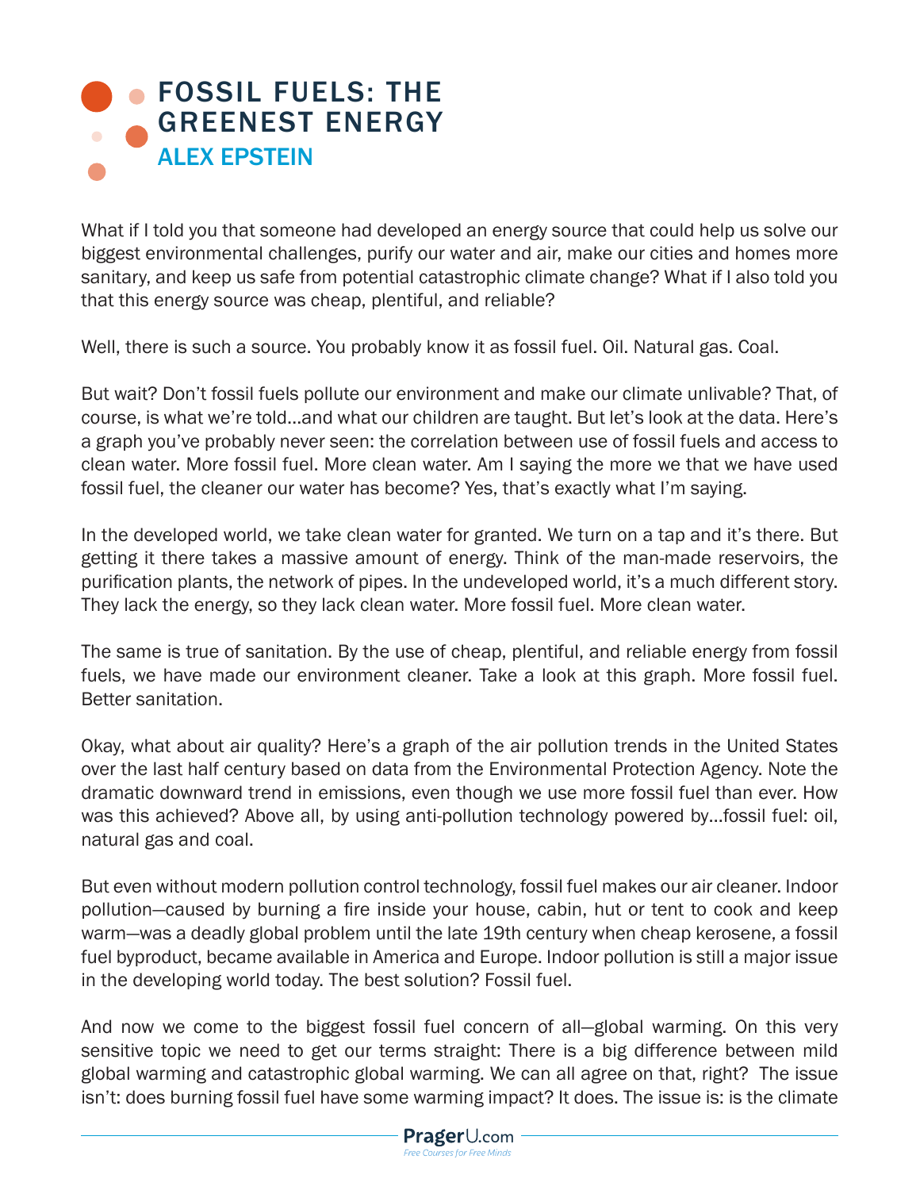# FOSSIL FUELS: THE GREENEST ENERGY

## ALEX EPSTEIN

What if I told you that someone had developed an energy source that could help us solve our biggest environmental challenges, purify our water and air, make our cities and homes more sanitary, and keep us safe from potential catastrophic climate change? What if I also told you that this energy source was cheap, plentiful, and reliable?

Well, there is such a source. You probably know it as fossil fuel. Oil. Natural gas. Coal.

But wait? Don't fossil fuels pollute our environment and make our climate unlivable? That, of course, is what we're told…and what our children are taught. But let's look at the data. Here's a graph you've probably never seen: the correlation between use of fossil fuels and access to clean water. More fossil fuel. More clean water. Am I saying the more we that we have used fossil fuel, the cleaner our water has become? Yes, that's exactly what I'm saying.

In the developed world, we take clean water for granted. We turn on a tap and it's there. But getting it there takes a massive amount of energy. Think of the man-made reservoirs, the purification plants, the network of pipes. In the undeveloped world, it's a much different story. They lack the energy, so they lack clean water. More fossil fuel. More clean water.

The same is true of sanitation. By the use of cheap, plentiful, and reliable energy from fossil fuels, we have made our environment cleaner. Take a look at this graph. More fossil fuel. Better sanitation.

Okay, what about air quality? Here's a graph of the air pollution trends in the United States over the last half century based on data from the Environmental Protection Agency. Note the dramatic downward trend in emissions, even though we use more fossil fuel than ever. How was this achieved? Above all, by using anti-pollution technology powered by…fossil fuel: oil, natural gas and coal.

But even without modern pollution control technology, fossil fuel makes our air cleaner. Indoor pollution—caused by burning a fire inside your house, cabin, hut or tent to cook and keep warm—was a deadly global problem until the late 19th century when cheap kerosene, a fossil fuel byproduct, became available in America and Europe. Indoor pollution is still a major issue in the developing world today. The best solution? Fossil fuel.

And now we come to the biggest fossil fuel concern of all—global warming. On this very sensitive topic we need to get our terms straight: There is a big difference between mild global warming and catastrophic global warming. We can all agree on that, right? The issue isn't: does burning fossil fuel have some warming impact? It does. The issue is: is the climate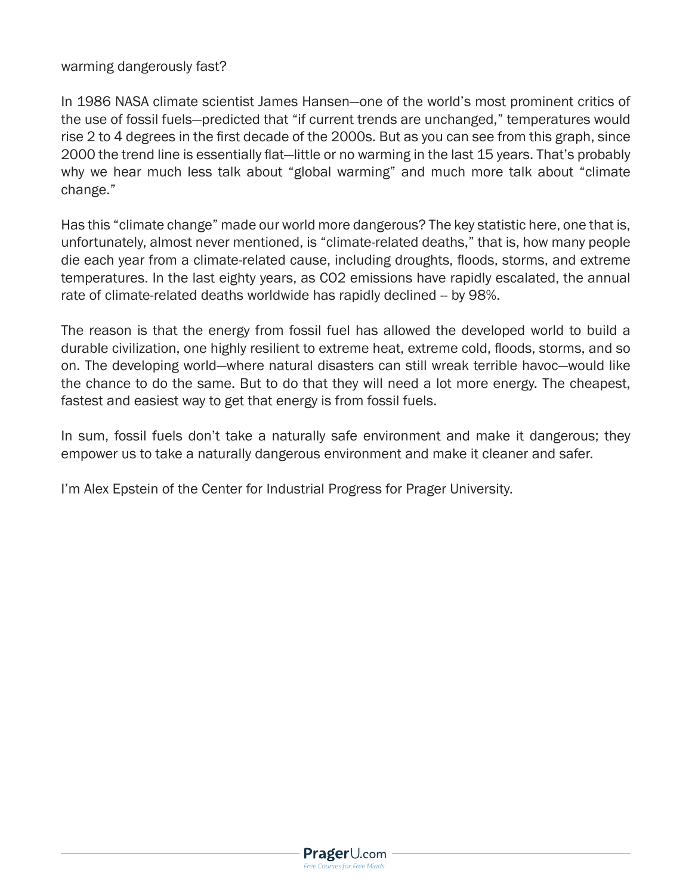warming dangerously fast?

In 1986 NASA climate scientist James Hansen—one of the world's most prominent critics of the use of fossil fuels—predicted that "if current trends are unchanged," temperatures would rise 2 to 4 degrees in the first decade of the 2000s. But as you can see from this graph, since 2000 the trend line is essentially flat—little or no warming in the last 15 years. That's probably why we hear much less talk about "global warming" and much more talk about "climate change."

Has this "climate change" made our world more dangerous? The key statistic here, one that is, unfortunately, almost never mentioned, is "climate-related deaths," that is, how many people die each year from a climate-related cause, including droughts, floods, storms, and extreme temperatures. In the last eighty years, as $CO_2$ emissions have rapidly escalated, the annual rate of climate-related deaths worldwide has rapidly declined -- by 98%.

The reason is that the energy from fossil fuel has allowed the developed world to build a durable civilization, one highly resilient to extreme heat, extreme cold, floods, storms, and so on. The developing world—where natural disasters can still wreak terrible havoc—would like the chance to do the same. But to do that they will need a lot more energy. The cheapest, fastest and easiest way to get that energy is from fossil fuels.

In sum, fossil fuels don't take a naturally safe environment and make it dangerous; they empower us to take a naturally dangerous environment and make it cleaner and safer.

I'm Alex Epstein of the Center for Industrial Progress for Prager University.